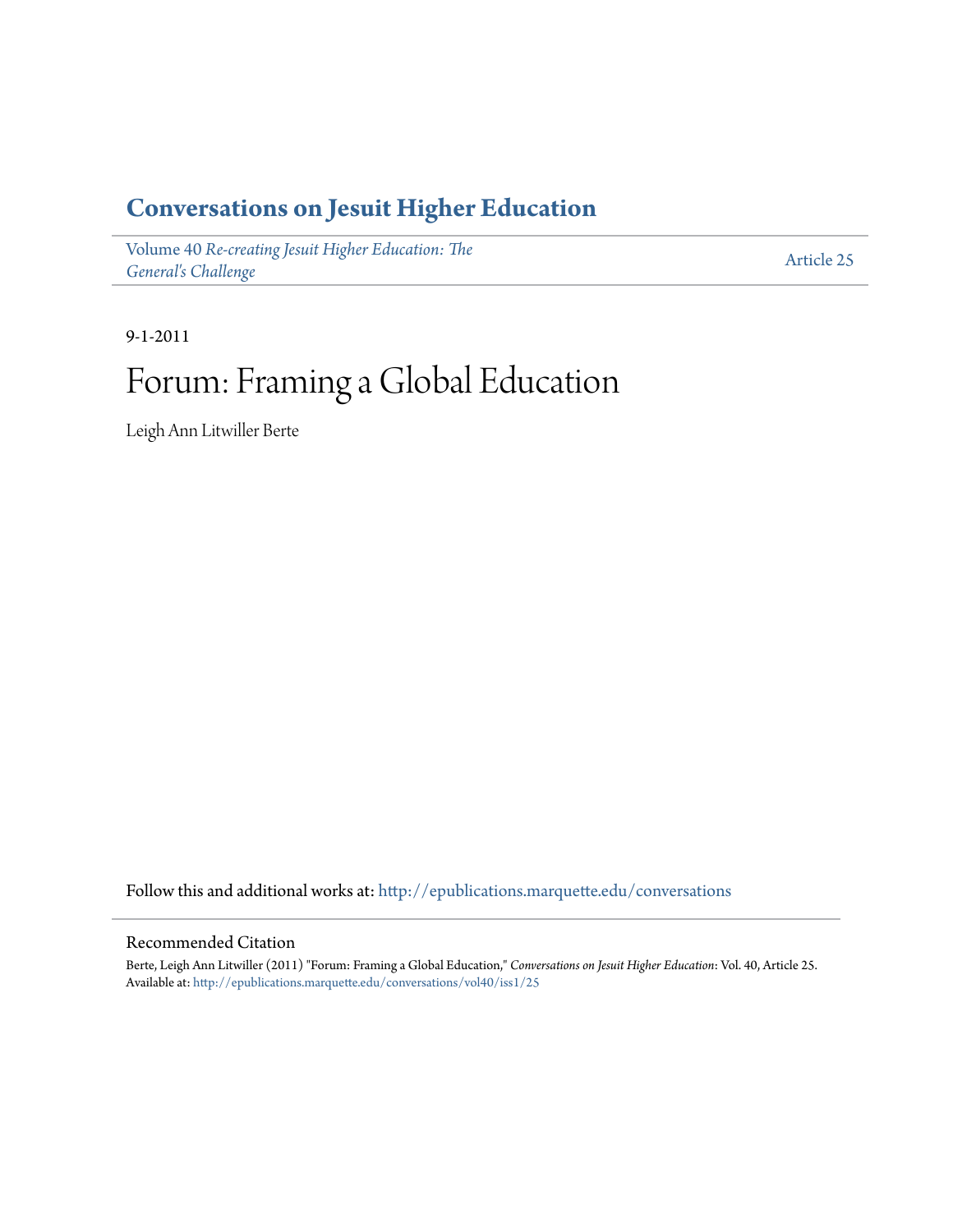# Conversations on Jesuit Higher Education

Volume 40 *Re-creating Jesuit Higher Education: The General's Challenge* — Article 25

9-1-2011

# Forum: Framing a Global Education

Leigh Ann Litwiller Berte

Follow this and additional works at: http://epublications.marquette.edu/conversations

## Recommended Citation

Berte, Leigh Ann Litwiller (2011) "Forum: Framing a Global Education," *Conversations on Jesuit Higher Education*: Vol. 40, Article 25.
Available at: http://epublications.marquette.edu/conversations/vol40/iss1/25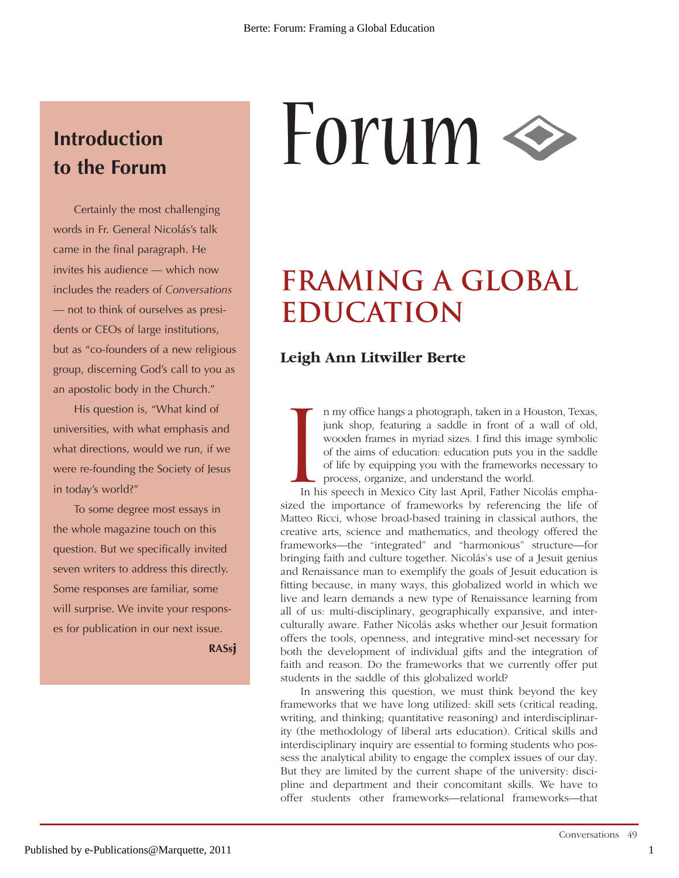# Forum

## Introduction to the Forum

Certainly the most challenging words in Fr. General Nicolás's talk came in the final paragraph. He invites his audience — which now includes the readers of *Conversations* — not to think of ourselves as presidents or CEOs of large institutions, but as "co-founders of a new religious group, discerning God's call to you as an apostolic body in the Church."

His question is, "What kind of universities, with what emphasis and what directions, would we run, if we were re-founding the Society of Jesus in today's world?"

To some degree most essays in the whole magazine touch on this question. But we specifically invited seven writers to address this directly. Some responses are familiar, some will surprise. We invite your responses for publication in our next issue.

**RASsj**

## FRAMING A GLOBAL EDUCATION

### Leigh Ann Litwiller Berte

In my office hangs a photograph, taken in a Houston, Texas, junk shop, featuring a saddle in front of a wall of old, wooden frames in myriad sizes. I find this image symbolic of the aims of education: education puts you in the saddle of life by equipping you with the frameworks necessary to process, organize, and understand the world.

In his speech in Mexico City last April, Father Nicolás emphasized the importance of frameworks by referencing the life of Matteo Ricci, whose broad-based training in classical authors, the creative arts, science and mathematics, and theology offered the frameworks—the "integrated" and "harmonious" structure—for bringing faith and culture together. Nicolás's use of a Jesuit genius and Renaissance man to exemplify the goals of Jesuit education is fitting because, in many ways, this globalized world in which we live and learn demands a new type of Renaissance learning from all of us: multi-disciplinary, geographically expansive, and interculturally aware. Father Nicolás asks whether our Jesuit formation offers the tools, openness, and integrative mind-set necessary for both the development of individual gifts and the integration of faith and reason. Do the frameworks that we currently offer put students in the saddle of this globalized world?

In answering this question, we must think beyond the key frameworks that we have long utilized: skill sets (critical reading, writing, and thinking; quantitative reasoning) and interdisciplinarity (the methodology of liberal arts education). Critical skills and interdisciplinary inquiry are essential to forming students who possess the analytical ability to engage the complex issues of our day. But they are limited by the current shape of the university: discipline and department and their concomitant skills. We have to offer students other frameworks—relational frameworks—that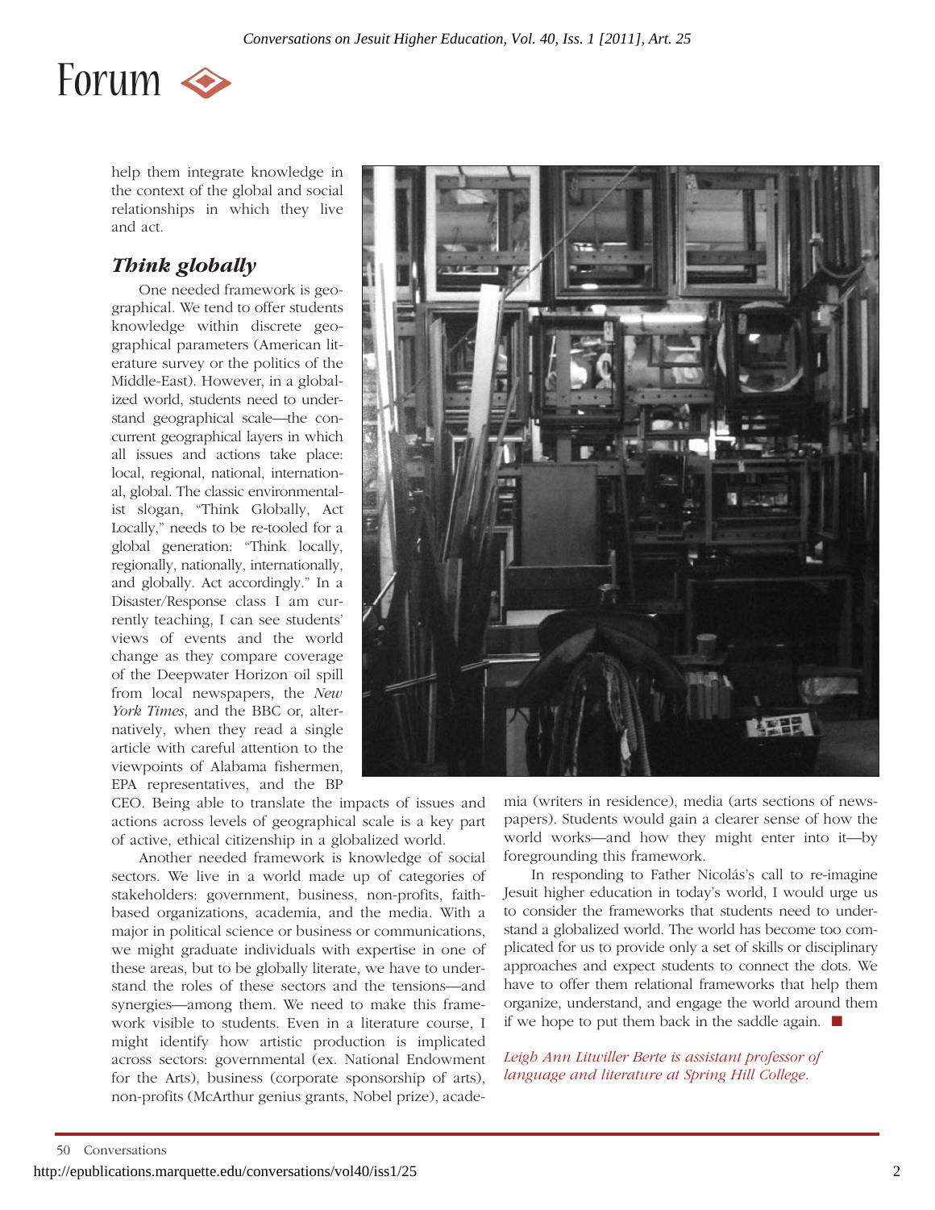help them integrate knowledge in the context of the global and social relationships in which they live and act.

## *Think globally*

One needed framework is geographical. We tend to offer students knowledge within discrete geographical parameters (American literature survey or the politics of the Middle-East). However, in a globalized world, students need to understand geographical scale—the concurrent geographical layers in which all issues and actions take place: local, regional, national, international, global. The classic environmentalist slogan, "Think Globally, Act Locally," needs to be re-tooled for a global generation: "Think locally, regionally, nationally, internationally, and globally. Act accordingly." In a Disaster/Response class I am currently teaching, I can see students' views of events and the world change as they compare coverage of the Deepwater Horizon oil spill from local newspapers, the *New York Times*, and the BBC or, alternatively, when they read a single article with careful attention to the viewpoints of Alabama fishermen, EPA representatives, and the BP CEO. Being able to translate the impacts of issues and actions across levels of geographical scale is a key part of active, ethical citizenship in a globalized world.

Another needed framework is knowledge of social sectors. We live in a world made up of categories of stakeholders: government, business, non-profits, faith-based organizations, academia, and the media. With a major in political science or business or communications, we might graduate individuals with expertise in one of these areas, but to be globally literate, we have to understand the roles of these sectors and the tensions—and synergies—among them. We need to make this framework visible to students. Even in a literature course, I might identify how artistic production is implicated across sectors: governmental (ex. National Endowment for the Arts), business (corporate sponsorship of arts), non-profits (McArthur genius grants, Nobel prize), academia (writers in residence), media (arts sections of newspapers). Students would gain a clearer sense of how the world works—and how they might enter into it—by foregrounding this framework.

In responding to Father Nicolás's call to re-imagine Jesuit higher education in today's world, I would urge us to consider the frameworks that students need to understand a globalized world. The world has become too complicated for us to provide only a set of skills or disciplinary approaches and expect students to connect the dots. We have to offer them relational frameworks that help them organize, understand, and engage the world around them if we hope to put them back in the saddle again. ■

*Leigh Ann Litwiller Berte is assistant professor of language and literature at Spring Hill College.*